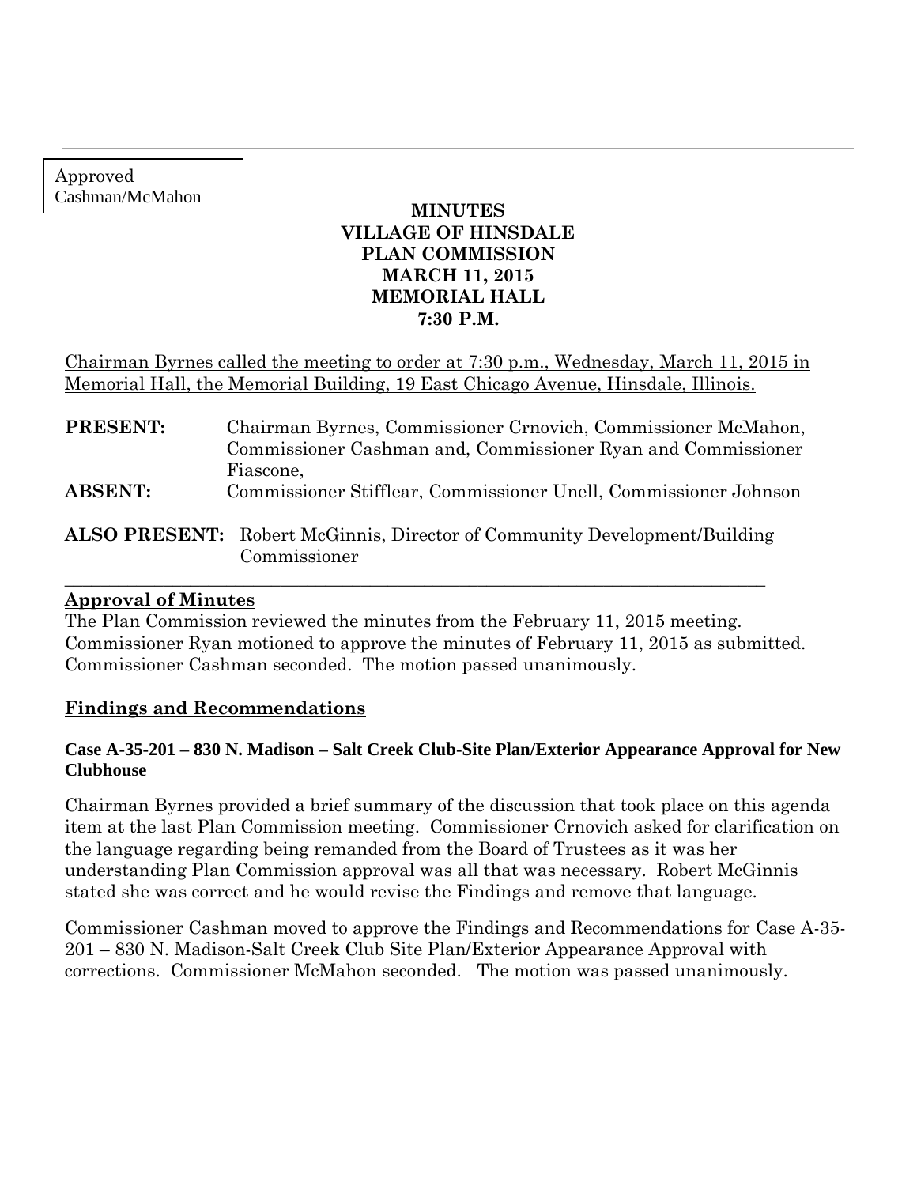Approved
Cashman/McMahon

**MINUTES**
**VILLAGE OF HINSDALE**
**PLAN COMMISSION**
**MARCH 11, 2015**
**MEMORIAL HALL**
**7:30 P.M.**

Chairman Byrnes called the meeting to order at 7:30 p.m., Wednesday, March 11, 2015 in Memorial Hall, the Memorial Building, 19 East Chicago Avenue, Hinsdale, Illinois.

**PRESENT:** Chairman Byrnes, Commissioner Crnovich, Commissioner McMahon, Commissioner Cashman and, Commissioner Ryan and Commissioner Fiascone,

**ABSENT:** Commissioner Stifflear, Commissioner Unell, Commissioner Johnson

**ALSO PRESENT:** Robert McGinnis, Director of Community Development/Building Commissioner

---

## Approval of Minutes

The Plan Commission reviewed the minutes from the February 11, 2015 meeting. Commissioner Ryan motioned to approve the minutes of February 11, 2015 as submitted. Commissioner Cashman seconded. The motion passed unanimously.

## Findings and Recommendations

### Case A-35-201 – 830 N. Madison – Salt Creek Club-Site Plan/Exterior Appearance Approval for New Clubhouse

Chairman Byrnes provided a brief summary of the discussion that took place on this agenda item at the last Plan Commission meeting. Commissioner Crnovich asked for clarification on the language regarding being remanded from the Board of Trustees as it was her understanding Plan Commission approval was all that was necessary. Robert McGinnis stated she was correct and he would revise the Findings and remove that language.

Commissioner Cashman moved to approve the Findings and Recommendations for Case A-35-201 – 830 N. Madison-Salt Creek Club Site Plan/Exterior Appearance Approval with corrections. Commissioner McMahon seconded. The motion was passed unanimously.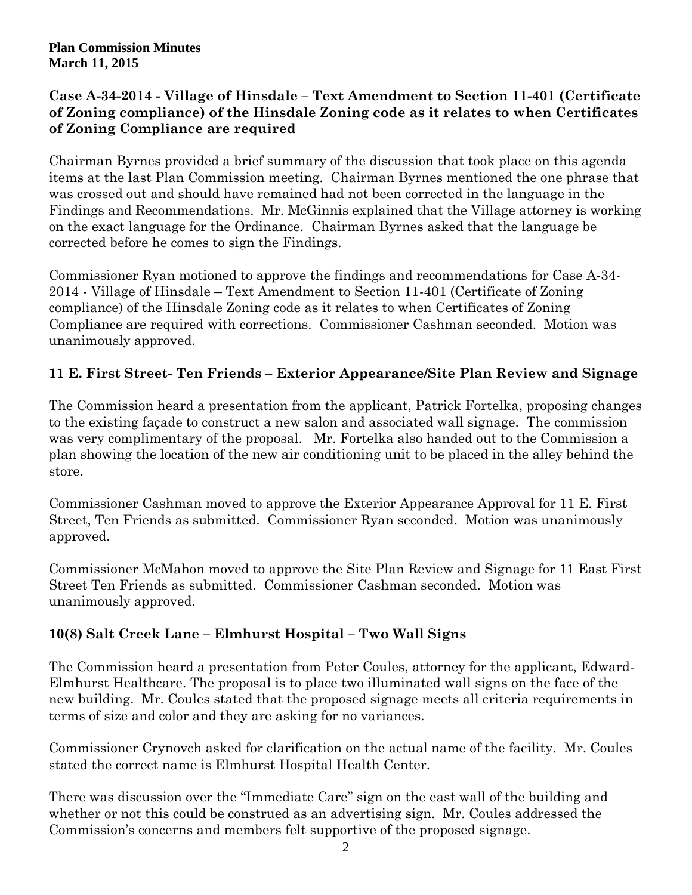**Plan Commission Minutes**
**March 11, 2015**

## Case A-34-2014 - Village of Hinsdale – Text Amendment to Section 11-401 (Certificate of Zoning compliance) of the Hinsdale Zoning code as it relates to when Certificates of Zoning Compliance are required

Chairman Byrnes provided a brief summary of the discussion that took place on this agenda items at the last Plan Commission meeting. Chairman Byrnes mentioned the one phrase that was crossed out and should have remained had not been corrected in the language in the Findings and Recommendations. Mr. McGinnis explained that the Village attorney is working on the exact language for the Ordinance. Chairman Byrnes asked that the language be corrected before he comes to sign the Findings.

Commissioner Ryan motioned to approve the findings and recommendations for Case A-34-2014 - Village of Hinsdale – Text Amendment to Section 11-401 (Certificate of Zoning compliance) of the Hinsdale Zoning code as it relates to when Certificates of Zoning Compliance are required with corrections. Commissioner Cashman seconded. Motion was unanimously approved.

## 11 E. First Street- Ten Friends – Exterior Appearance/Site Plan Review and Signage

The Commission heard a presentation from the applicant, Patrick Fortelka, proposing changes to the existing façade to construct a new salon and associated wall signage. The commission was very complimentary of the proposal. Mr. Fortelka also handed out to the Commission a plan showing the location of the new air conditioning unit to be placed in the alley behind the store.

Commissioner Cashman moved to approve the Exterior Appearance Approval for 11 E. First Street, Ten Friends as submitted. Commissioner Ryan seconded. Motion was unanimously approved.

Commissioner McMahon moved to approve the Site Plan Review and Signage for 11 East First Street Ten Friends as submitted. Commissioner Cashman seconded. Motion was unanimously approved.

## 10(8) Salt Creek Lane – Elmhurst Hospital – Two Wall Signs

The Commission heard a presentation from Peter Coules, attorney for the applicant, Edward-Elmhurst Healthcare. The proposal is to place two illuminated wall signs on the face of the new building. Mr. Coules stated that the proposed signage meets all criteria requirements in terms of size and color and they are asking for no variances.

Commissioner Crynovch asked for clarification on the actual name of the facility. Mr. Coules stated the correct name is Elmhurst Hospital Health Center.

There was discussion over the "Immediate Care" sign on the east wall of the building and whether or not this could be construed as an advertising sign. Mr. Coules addressed the Commission's concerns and members felt supportive of the proposed signage.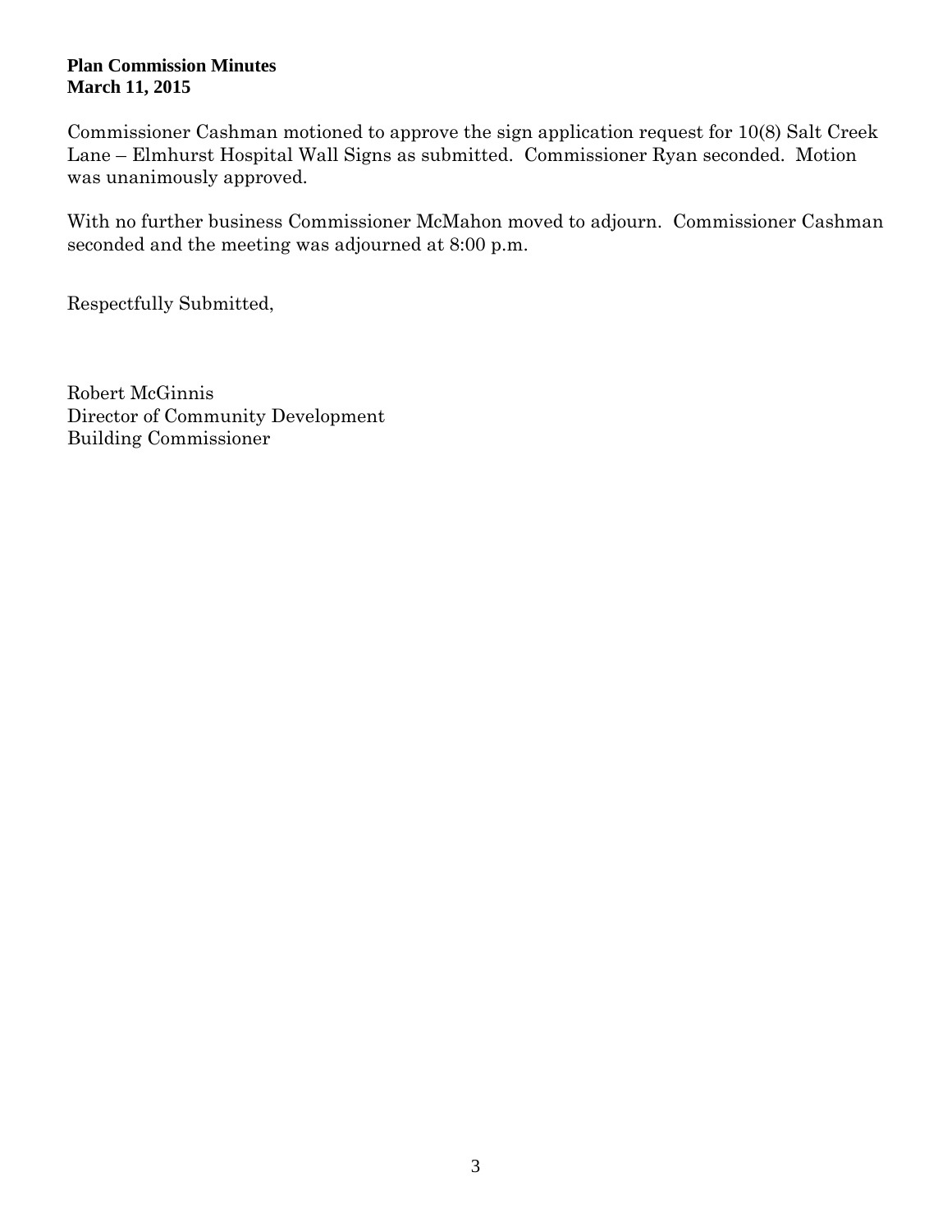**Plan Commission Minutes**
**March 11, 2015**

Commissioner Cashman motioned to approve the sign application request for 10(8) Salt Creek Lane – Elmhurst Hospital Wall Signs as submitted. Commissioner Ryan seconded. Motion was unanimously approved.

With no further business Commissioner McMahon moved to adjourn. Commissioner Cashman seconded and the meeting was adjourned at 8:00 p.m.

Respectfully Submitted,

Robert McGinnis
Director of Community Development
Building Commissioner